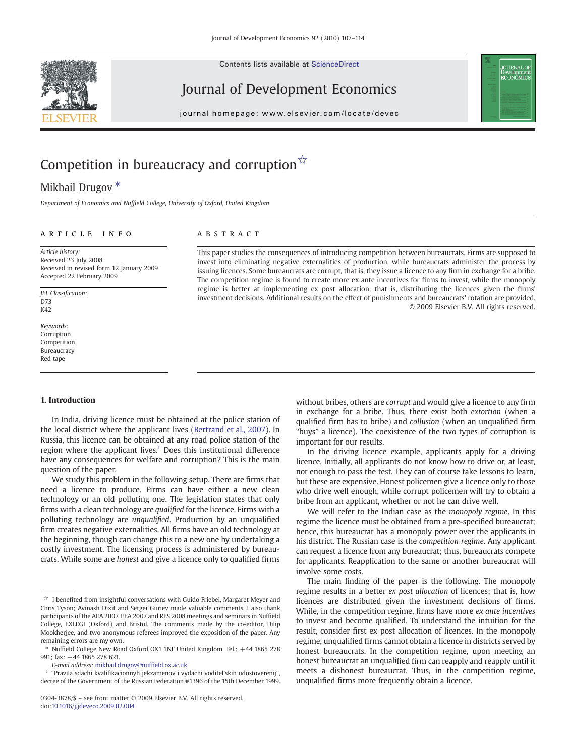# Competition in bureaucracy and corruption[☆]

Mikhail Drugov [*]

*Department of Economics and Nuffield College, University of Oxford, United Kingdom*

---

**ARTICLE INFO**

*Article history:*
Received 23 July 2008
Received in revised form 12 January 2009
Accepted 22 February 2009

*JEL Classification:*
D73
K42

*Keywords:*
Corruption
Competition
Bureaucracy
Red tape

**ABSTRACT**

This paper studies the consequences of introducing competition between bureaucrats. Firms are supposed to invest into eliminating negative externalities of production, while bureaucrats administer the process by issuing licences. Some bureaucrats are corrupt, that is, they issue a licence to any firm in exchange for a bribe. The competition regime is found to create more ex ante incentives for firms to invest, while the monopoly regime is better at implementing ex post allocation, that is, distributing the licences given the firms' investment decisions. Additional results on the effect of punishments and bureaucrats' rotation are provided.

© 2009 Elsevier B.V. All rights reserved.

---

## 1. Introduction

In India, driving licence must be obtained at the police station of the local district where the applicant lives (Bertrand et al., 2007). In Russia, this licence can be obtained at any road police station of the region where the applicant lives.[1] Does this institutional difference have any consequences for welfare and corruption? This is the main question of the paper.

We study this problem in the following setup. There are firms that need a licence to produce. Firms can have either a new clean technology or an old polluting one. The legislation states that only firms with a clean technology are *qualified* for the licence. Firms with a polluting technology are *unqualified*. Production by an unqualified firm creates negative externalities. All firms have an old technology at the beginning, though can change this to a new one by undertaking a costly investment. The licensing process is administered by bureaucrats. While some are *honest* and give a licence only to qualified firms without bribes, others are *corrupt* and would give a licence to any firm in exchange for a bribe. Thus, there exist both *extortion* (when a qualified firm has to bribe) and *collusion* (when an unqualified firm "buys" a licence). The coexistence of the two types of corruption is important for our results.

In the driving licence example, applicants apply for a driving licence. Initially, all applicants do not know how to drive or, at least, not enough to pass the test. They can of course take lessons to learn, but these are expensive. Honest policemen give a licence only to those who drive well enough, while corrupt policemen will try to obtain a bribe from an applicant, whether or not he can drive well.

We will refer to the Indian case as the *monopoly regime*. In this regime the licence must be obtained from a pre-specified bureaucrat; hence, this bureaucrat has a monopoly power over the applicants in his district. The Russian case is the *competition regime*. Any applicant can request a licence from any bureaucrat; thus, bureaucrats compete for applicants. Reapplication to the same or another bureaucrat will involve some costs.

The main finding of the paper is the following. The monopoly regime results in a better *ex post allocation* of licences; that is, how licences are distributed given the investment decisions of firms. While, in the competition regime, firms have more *ex ante incentives* to invest and become qualified. To understand the intuition for the result, consider first ex post allocation of licences. In the monopoly regime, unqualified firms cannot obtain a licence in districts served by honest bureaucrats. In the competition regime, upon meeting an honest bureaucrat an unqualified firm can reapply and reapply until it meets a dishonest bureaucrat. Thus, in the competition regime, unqualified firms more frequently obtain a licence.

---

[☆] I benefited from insightful conversations with Guido Friebel, Margaret Meyer and Chris Tyson; Avinash Dixit and Sergei Guriev made valuable comments. I also thank participants of the AEA 2007, EEA 2007 and RES 2008 meetings and seminars in Nuffield College, EXLEGI (Oxford) and Bristol. The comments made by the co-editor, Dilip Mookherjee, and two anonymous referees improved the exposition of the paper. Any remaining errors are my own.

[*] Nuffield College New Road Oxford OX1 1NF United Kingdom. Tel.: +44 1865 278 991; fax: +44 1865 278 621.

*E-mail address:* mikhail.drugov@nuffield.ox.ac.uk.

[1] "Pravila sdachi kvalifikacionnyh jekzamenov i vydachi voditel'skih udostoverenij", decree of the Government of the Russian Federation #1396 of the 15th December 1999.

0304-3878/$ – see front matter © 2009 Elsevier B.V. All rights reserved.
doi:10.1016/j.jdeveco.2009.02.004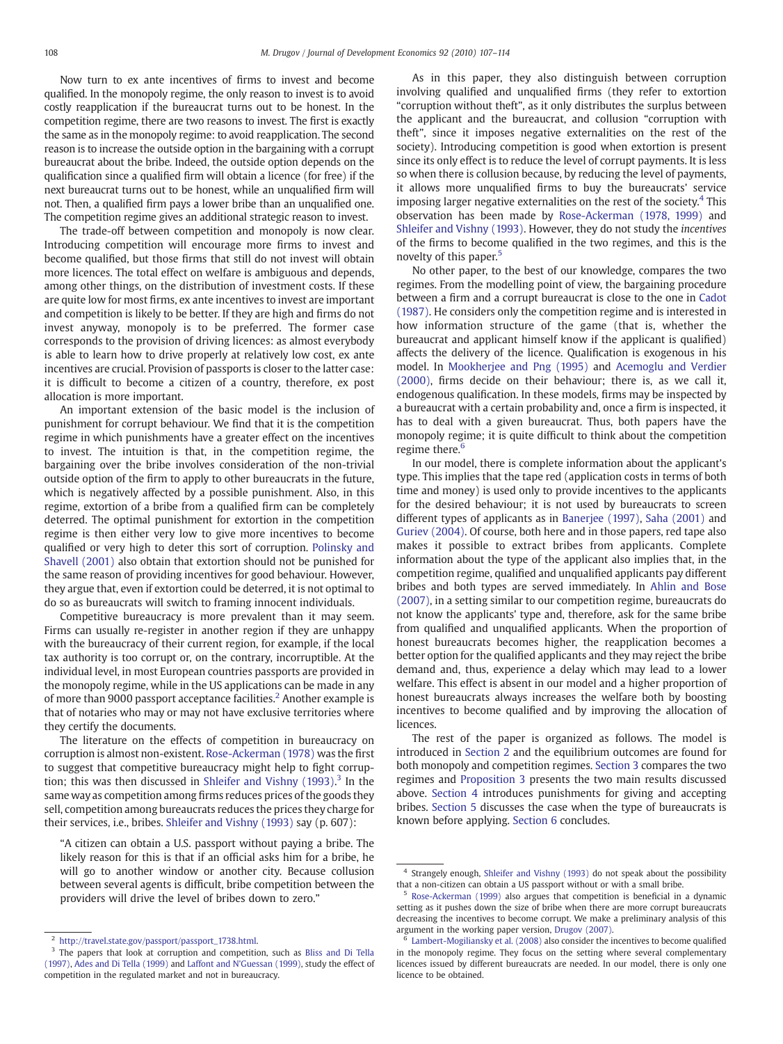Now turn to ex ante incentives of firms to invest and become qualified. In the monopoly regime, the only reason to invest is to avoid costly reapplication if the bureaucrat turns out to be honest. In the competition regime, there are two reasons to invest. The first is exactly the same as in the monopoly regime: to avoid reapplication. The second reason is to increase the outside option in the bargaining with a corrupt bureaucrat about the bribe. Indeed, the outside option depends on the qualification since a qualified firm will obtain a licence (for free) if the next bureaucrat turns out to be honest, while an unqualified firm will not. Then, a qualified firm pays a lower bribe than an unqualified one. The competition regime gives an additional strategic reason to invest.

The trade-off between competition and monopoly is now clear. Introducing competition will encourage more firms to invest and become qualified, but those firms that still do not invest will obtain more licences. The total effect on welfare is ambiguous and depends, among other things, on the distribution of investment costs. If these are quite low for most firms, ex ante incentives to invest are important and competition is likely to be better. If they are high and firms do not invest anyway, monopoly is to be preferred. The former case corresponds to the provision of driving licences: as almost everybody is able to learn how to drive properly at relatively low cost, ex ante incentives are crucial. Provision of passports is closer to the latter case: it is difficult to become a citizen of a country, therefore, ex post allocation is more important.

An important extension of the basic model is the inclusion of punishment for corrupt behaviour. We find that it is the competition regime in which punishments have a greater effect on the incentives to invest. The intuition is that, in the competition regime, the bargaining over the bribe involves consideration of the non-trivial outside option of the firm to apply to other bureaucrats in the future, which is negatively affected by a possible punishment. Also, in this regime, extortion of a bribe from a qualified firm can be completely deterred. The optimal punishment for extortion in the competition regime is then either very low to give more incentives to become qualified or very high to deter this sort of corruption. Polinsky and Shavell (2001) also obtain that extortion should not be punished for the same reason of providing incentives for good behaviour. However, they argue that, even if extortion could be deterred, it is not optimal to do so as bureaucrats will switch to framing innocent individuals.

Competitive bureaucracy is more prevalent than it may seem. Firms can usually re-register in another region if they are unhappy with the bureaucracy of their current region, for example, if the local tax authority is too corrupt or, on the contrary, incorruptible. At the individual level, in most European countries passports are provided in the monopoly regime, while in the US applications can be made in any of more than 9000 passport acceptance facilities.[2] Another example is that of notaries who may or may not have exclusive territories where they certify the documents.

The literature on the effects of competition in bureaucracy on corruption is almost non-existent. Rose-Ackerman (1978) was the first to suggest that competitive bureaucracy might help to fight corruption; this was then discussed in Shleifer and Vishny (1993).[3] In the same way as competition among firms reduces prices of the goods they sell, competition among bureaucrats reduces the prices they charge for their services, i.e., bribes. Shleifer and Vishny (1993) say (p. 607):

> "A citizen can obtain a U.S. passport without paying a bribe. The likely reason for this is that if an official asks him for a bribe, he will go to another window or another city. Because collusion between several agents is difficult, bribe competition between the providers will drive the level of bribes down to zero."

As in this paper, they also distinguish between corruption involving qualified and unqualified firms (they refer to extortion "corruption without theft", as it only distributes the surplus between the applicant and the bureaucrat, and collusion "corruption with theft", since it imposes negative externalities on the rest of the society). Introducing competition is good when extortion is present since its only effect is to reduce the level of corrupt payments. It is less so when there is collusion because, by reducing the level of payments, it allows more unqualified firms to buy the bureaucrats' service imposing larger negative externalities on the rest of the society.[4] This observation has been made by Rose-Ackerman (1978, 1999) and Shleifer and Vishny (1993). However, they do not study the *incentives* of the firms to become qualified in the two regimes, and this is the novelty of this paper.[5]

No other paper, to the best of our knowledge, compares the two regimes. From the modelling point of view, the bargaining procedure between a firm and a corrupt bureaucrat is close to the one in Cadot (1987). He considers only the competition regime and is interested in how information structure of the game (that is, whether the bureaucrat and applicant himself know if the applicant is qualified) affects the delivery of the licence. Qualification is exogenous in his model. In Mookherjee and Png (1995) and Acemoglu and Verdier (2000), firms decide on their behaviour; there is, as we call it, endogenous qualification. In these models, firms may be inspected by a bureaucrat with a certain probability and, once a firm is inspected, it has to deal with a given bureaucrat. Thus, both papers have the monopoly regime; it is quite difficult to think about the competition regime there.[6]

In our model, there is complete information about the applicant's type. This implies that the tape red (application costs in terms of both time and money) is used only to provide incentives to the applicants for the desired behaviour; it is not used by bureaucrats to screen different types of applicants as in Banerjee (1997), Saha (2001) and Guriev (2004). Of course, both here and in those papers, red tape also makes it possible to extract bribes from applicants. Complete information about the type of the applicant also implies that, in the competition regime, qualified and unqualified applicants pay different bribes and both types are served immediately. In Ahlin and Bose (2007), in a setting similar to our competition regime, bureaucrats do not know the applicants' type and, therefore, ask for the same bribe from qualified and unqualified applicants. When the proportion of honest bureaucrats becomes higher, the reapplication becomes a better option for the qualified applicants and they may reject the bribe demand and, thus, experience a delay which may lead to a lower welfare. This effect is absent in our model and a higher proportion of honest bureaucrats always increases the welfare both by boosting incentives to become qualified and by improving the allocation of licences.

The rest of the paper is organized as follows. The model is introduced in Section 2 and the equilibrium outcomes are found for both monopoly and competition regimes. Section 3 compares the two regimes and Proposition 3 presents the two main results discussed above. Section 4 introduces punishments for giving and accepting bribes. Section 5 discusses the case when the type of bureaucrats is known before applying. Section 6 concludes.

---

[2] http://travel.state.gov/passport/passport_1738.html.

[3] The papers that look at corruption and competition, such as Bliss and Di Tella (1997), Ades and Di Tella (1999) and Laffont and N'Guessan (1999), study the effect of competition in the regulated market and not in bureaucracy.

[4] Strangely enough, Shleifer and Vishny (1993) do not speak about the possibility that a non-citizen can obtain a US passport without or with a small bribe.

[5] Rose-Ackerman (1999) also argues that competition is beneficial in a dynamic setting as it pushes down the size of bribe when there are more corrupt bureaucrats decreasing the incentives to become corrupt. We make a preliminary analysis of this argument in the working paper version, Drugov (2007).

[6] Lambert-Mogiliansky et al. (2008) also consider the incentives to become qualified in the monopoly regime. They focus on the setting where several complementary licences issued by different bureaucrats are needed. In our model, there is only one licence to be obtained.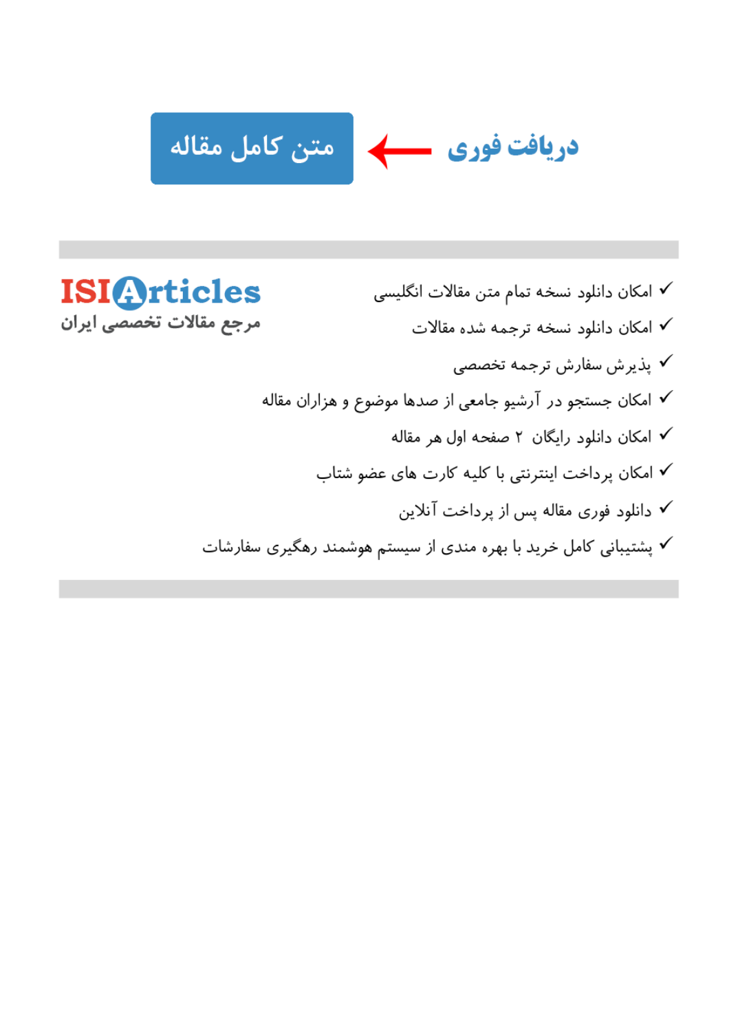دریافت فوری ← متن کامل مقاله

ISIArticles
مرجع مقالات تخصصی ایران

- ✓ امکان دانلود نسخه تمام متن مقالات انگلیسی
- ✓ امکان دانلود نسخه ترجمه شده مقالات
- ✓ پذیرش سفارش ترجمه تخصصی
- ✓ امکان جستجو در آرشیو جامعی از صدها موضوع و هزاران مقاله
- ✓ امکان دانلود رایگان ۲ صفحه اول هر مقاله
- ✓ امکان پرداخت اینترنتی با کلیه کارت های عضو شتاب
- ✓ دانلود فوری مقاله پس از پرداخت آنلاین
- ✓ پشتیبانی کامل خرید با بهره مندی از سیستم هوشمند رهگیری سفارشات